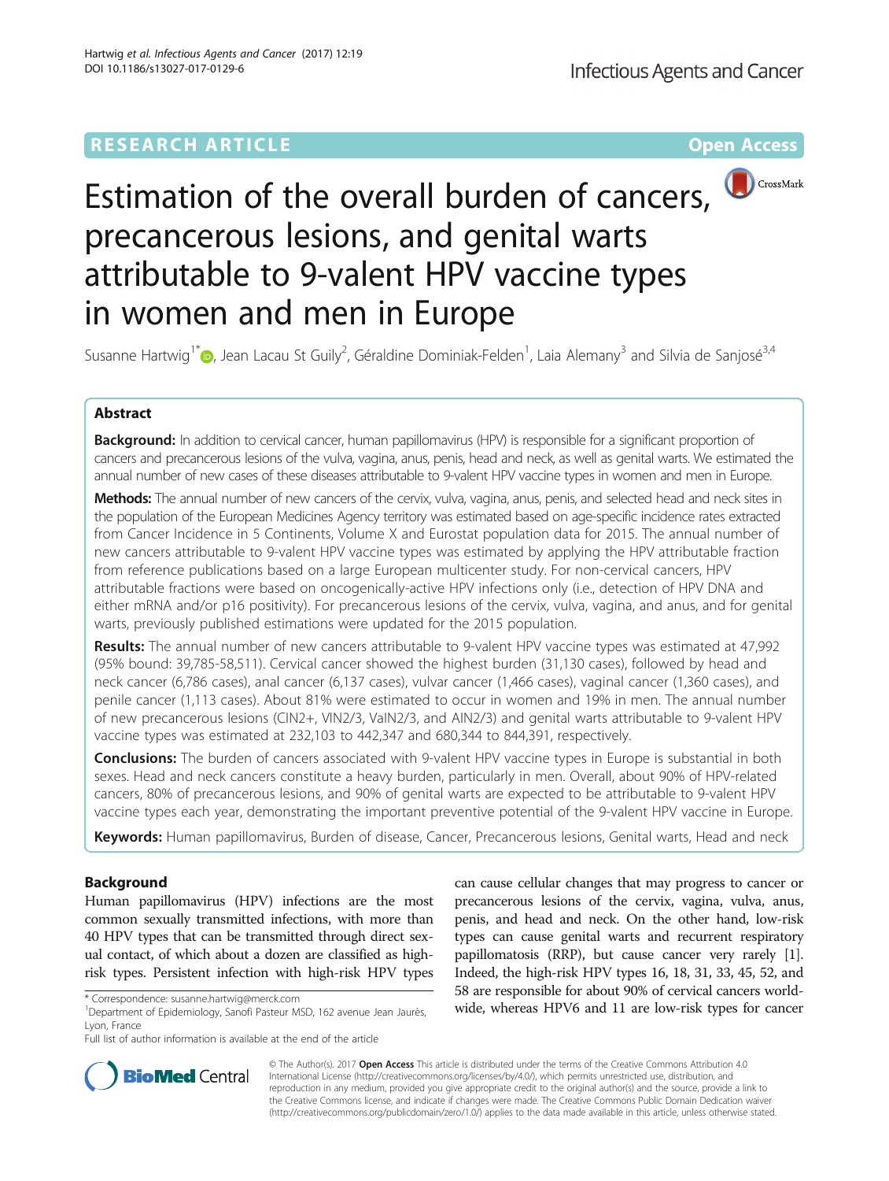RESEARCH ARTICLE

Open Access

# Estimation of the overall burden of cancers, precancerous lesions, and genital warts attributable to 9-valent HPV vaccine types in women and men in Europe

Susanne Hartwig[1*], Jean Lacau St Guily[2], Géraldine Dominiak-Felden[1], Laia Alemany[3] and Silvia de Sanjosé[3,4]

## Abstract

**Background:** In addition to cervical cancer, human papillomavirus (HPV) is responsible for a significant proportion of cancers and precancerous lesions of the vulva, vagina, anus, penis, head and neck, as well as genital warts. We estimated the annual number of new cases of these diseases attributable to 9-valent HPV vaccine types in women and men in Europe.

**Methods:** The annual number of new cancers of the cervix, vulva, vagina, anus, penis, and selected head and neck sites in the population of the European Medicines Agency territory was estimated based on age-specific incidence rates extracted from Cancer Incidence in 5 Continents, Volume X and Eurostat population data for 2015. The annual number of new cancers attributable to 9-valent HPV vaccine types was estimated by applying the HPV attributable fraction from reference publications based on a large European multicenter study. For non-cervical cancers, HPV attributable fractions were based on oncogenically-active HPV infections only (i.e., detection of HPV DNA and either mRNA and/or p16 positivity). For precancerous lesions of the cervix, vulva, vagina, and anus, and for genital warts, previously published estimations were updated for the 2015 population.

**Results:** The annual number of new cancers attributable to 9-valent HPV vaccine types was estimated at 47,992 (95% bound: 39,785-58,511). Cervical cancer showed the highest burden (31,130 cases), followed by head and neck cancer (6,786 cases), anal cancer (6,137 cases), vulvar cancer (1,466 cases), vaginal cancer (1,360 cases), and penile cancer (1,113 cases). About 81% were estimated to occur in women and 19% in men. The annual number of new precancerous lesions (CIN2+, VIN2/3, VaIN2/3, and AIN2/3) and genital warts attributable to 9-valent HPV vaccine types was estimated at 232,103 to 442,347 and 680,344 to 844,391, respectively.

**Conclusions:** The burden of cancers associated with 9-valent HPV vaccine types in Europe is substantial in both sexes. Head and neck cancers constitute a heavy burden, particularly in men. Overall, about 90% of HPV-related cancers, 80% of precancerous lesions, and 90% of genital warts are expected to be attributable to 9-valent HPV vaccine types each year, demonstrating the important preventive potential of the 9-valent HPV vaccine in Europe.

**Keywords:** Human papillomavirus, Burden of disease, Cancer, Precancerous lesions, Genital warts, Head and neck

## Background

Human papillomavirus (HPV) infections are the most common sexually transmitted infections, with more than 40 HPV types that can be transmitted through direct sexual contact, of which about a dozen are classified as high-risk types. Persistent infection with high-risk HPV types can cause cellular changes that may progress to cancer or precancerous lesions of the cervix, vagina, vulva, anus, penis, and head and neck. On the other hand, low-risk types can cause genital warts and recurrent respiratory papillomatosis (RRP), but cause cancer very rarely [1]. Indeed, the high-risk HPV types 16, 18, 31, 33, 45, 52, and 58 are responsible for about 90% of cervical cancers worldwide, whereas HPV6 and 11 are low-risk types for cancer

* Correspondence: susanne.hartwig@merck.com
[1]Department of Epidemiology, Sanofi Pasteur MSD, 162 avenue Jean Jaurès, Lyon, France
Full list of author information is available at the end of the article

© The Author(s). 2017 **Open Access** This article is distributed under the terms of the Creative Commons Attribution 4.0 International License (http://creativecommons.org/licenses/by/4.0/), which permits unrestricted use, distribution, and reproduction in any medium, provided you give appropriate credit to the original author(s) and the source, provide a link to the Creative Commons license, and indicate if changes were made. The Creative Commons Public Domain Dedication waiver (http://creativecommons.org/publicdomain/zero/1.0/) applies to the data made available in this article, unless otherwise stated.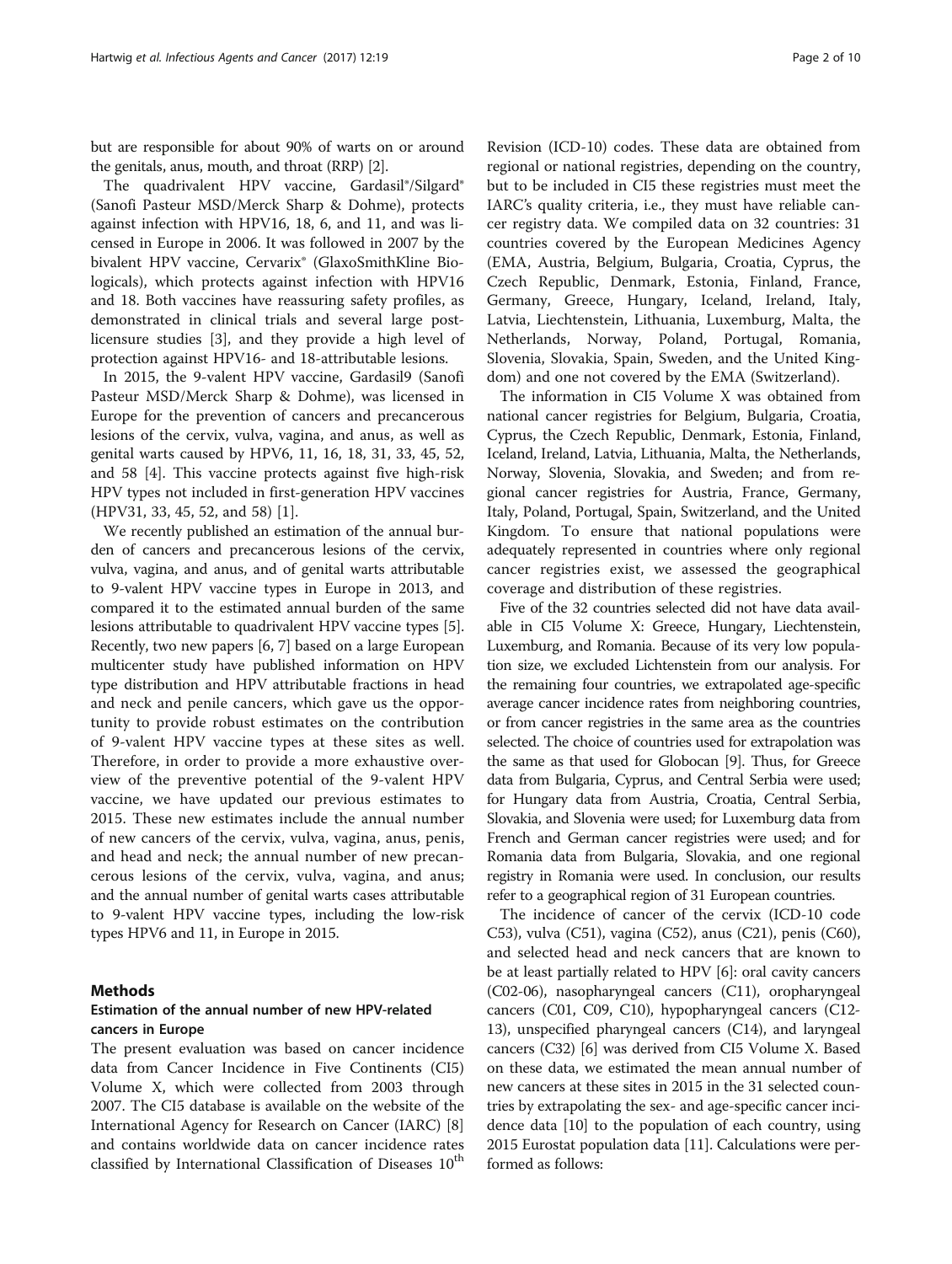but are responsible for about 90% of warts on or around the genitals, anus, mouth, and throat (RRP) [2].

The quadrivalent HPV vaccine, Gardasil®/Silgard® (Sanofi Pasteur MSD/Merck Sharp & Dohme), protects against infection with HPV16, 18, 6, and 11, and was licensed in Europe in 2006. It was followed in 2007 by the bivalent HPV vaccine, Cervarix® (GlaxoSmithKline Biologicals), which protects against infection with HPV16 and 18. Both vaccines have reassuring safety profiles, as demonstrated in clinical trials and several large post-licensure studies [3], and they provide a high level of protection against HPV16- and 18-attributable lesions.

In 2015, the 9-valent HPV vaccine, Gardasil9 (Sanofi Pasteur MSD/Merck Sharp & Dohme), was licensed in Europe for the prevention of cancers and precancerous lesions of the cervix, vulva, vagina, and anus, as well as genital warts caused by HPV6, 11, 16, 18, 31, 33, 45, 52, and 58 [4]. This vaccine protects against five high-risk HPV types not included in first-generation HPV vaccines (HPV31, 33, 45, 52, and 58) [1].

We recently published an estimation of the annual burden of cancers and precancerous lesions of the cervix, vulva, vagina, and anus, and of genital warts attributable to 9-valent HPV vaccine types in Europe in 2013, and compared it to the estimated annual burden of the same lesions attributable to quadrivalent HPV vaccine types [5]. Recently, two new papers [6, 7] based on a large European multicenter study have published information on HPV type distribution and HPV attributable fractions in head and neck and penile cancers, which gave us the opportunity to provide robust estimates on the contribution of 9-valent HPV vaccine types at these sites as well. Therefore, in order to provide a more exhaustive overview of the preventive potential of the 9-valent HPV vaccine, we have updated our previous estimates to 2015. These new estimates include the annual number of new cancers of the cervix, vulva, vagina, anus, penis, and head and neck; the annual number of new precancerous lesions of the cervix, vulva, vagina, and anus; and the annual number of genital warts cases attributable to 9-valent HPV vaccine types, including the low-risk types HPV6 and 11, in Europe in 2015.

## Methods

### Estimation of the annual number of new HPV-related cancers in Europe

The present evaluation was based on cancer incidence data from Cancer Incidence in Five Continents (CI5) Volume X, which were collected from 2003 through 2007. The CI5 database is available on the website of the International Agency for Research on Cancer (IARC) [8] and contains worldwide data on cancer incidence rates classified by International Classification of Diseases 10th Revision (ICD-10) codes. These data are obtained from regional or national registries, depending on the country, but to be included in CI5 these registries must meet the IARC's quality criteria, i.e., they must have reliable cancer registry data. We compiled data on 32 countries: 31 countries covered by the European Medicines Agency (EMA, Austria, Belgium, Bulgaria, Croatia, Cyprus, the Czech Republic, Denmark, Estonia, Finland, France, Germany, Greece, Hungary, Iceland, Ireland, Italy, Latvia, Liechtenstein, Lithuania, Luxemburg, Malta, the Netherlands, Norway, Poland, Portugal, Romania, Slovenia, Slovakia, Spain, Sweden, and the United Kingdom) and one not covered by the EMA (Switzerland).

The information in CI5 Volume X was obtained from national cancer registries for Belgium, Bulgaria, Croatia, Cyprus, the Czech Republic, Denmark, Estonia, Finland, Iceland, Ireland, Latvia, Lithuania, Malta, the Netherlands, Norway, Slovenia, Slovakia, and Sweden; and from regional cancer registries for Austria, France, Germany, Italy, Poland, Portugal, Spain, Switzerland, and the United Kingdom. To ensure that national populations were adequately represented in countries where only regional cancer registries exist, we assessed the geographical coverage and distribution of these registries.

Five of the 32 countries selected did not have data available in CI5 Volume X: Greece, Hungary, Liechtenstein, Luxemburg, and Romania. Because of its very low population size, we excluded Lichtenstein from our analysis. For the remaining four countries, we extrapolated age-specific average cancer incidence rates from neighboring countries, or from cancer registries in the same area as the countries selected. The choice of countries used for extrapolation was the same as that used for Globocan [9]. Thus, for Greece data from Bulgaria, Cyprus, and Central Serbia were used; for Hungary data from Austria, Croatia, Central Serbia, Slovakia, and Slovenia were used; for Luxemburg data from French and German cancer registries were used; and for Romania data from Bulgaria, Slovakia, and one regional registry in Romania were used. In conclusion, our results refer to a geographical region of 31 European countries.

The incidence of cancer of the cervix (ICD-10 code C53), vulva (C51), vagina (C52), anus (C21), penis (C60), and selected head and neck cancers that are known to be at least partially related to HPV [6]: oral cavity cancers (C02-06), nasopharyngeal cancers (C11), oropharyngeal cancers (C01, C09, C10), hypopharyngeal cancers (C12-13), unspecified pharyngeal cancers (C14), and laryngeal cancers (C32) [6] was derived from CI5 Volume X. Based on these data, we estimated the mean annual number of new cancers at these sites in 2015 in the 31 selected countries by extrapolating the sex- and age-specific cancer incidence data [10] to the population of each country, using 2015 Eurostat population data [11]. Calculations were performed as follows: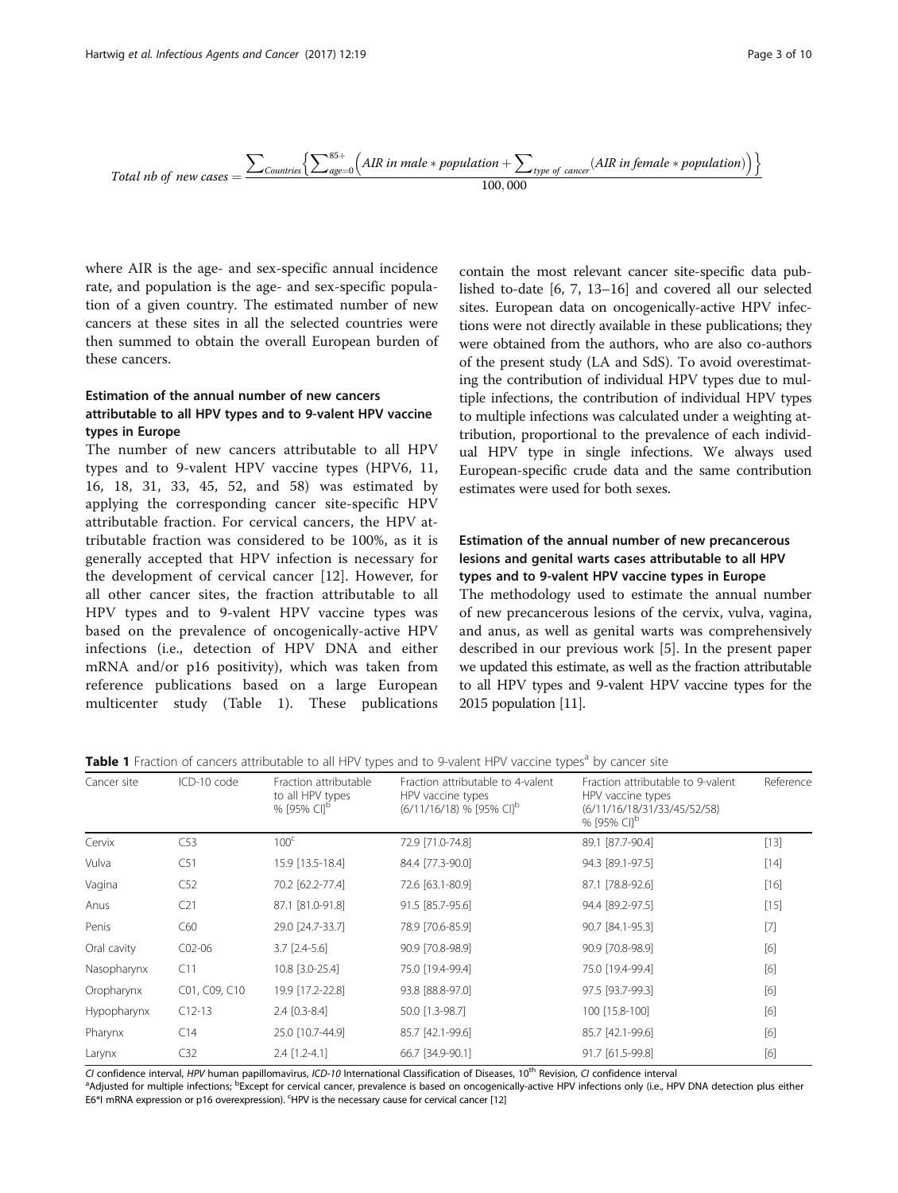$$\text{Total nb of new cases} = \frac{\sum_{Countries}\left\{\sum_{age=0}^{85+}\left(AIR\ in\ male * population + \sum_{type\ of\ cancer}(AIR\ in\ female * population)\right)\right\}}{100,000}$$

where AIR is the age- and sex-specific annual incidence rate, and population is the age- and sex-specific population of a given country. The estimated number of new cancers at these sites in all the selected countries were then summed to obtain the overall European burden of these cancers.

### Estimation of the annual number of new cancers attributable to all HPV types and to 9-valent HPV vaccine types in Europe

The number of new cancers attributable to all HPV types and to 9-valent HPV vaccine types (HPV6, 11, 16, 18, 31, 33, 45, 52, and 58) was estimated by applying the corresponding cancer site-specific HPV attributable fraction. For cervical cancers, the HPV attributable fraction was considered to be 100%, as it is generally accepted that HPV infection is necessary for the development of cervical cancer [12]. However, for all other cancer sites, the fraction attributable to all HPV types and to 9-valent HPV vaccine types was based on the prevalence of oncogenically-active HPV infections (i.e., detection of HPV DNA and either mRNA and/or p16 positivity), which was taken from reference publications based on a large European multicenter study (Table 1). These publications contain the most relevant cancer site-specific data published to-date [6, 7, 13–16] and covered all our selected sites. European data on oncogenically-active HPV infections were not directly available in these publications; they were obtained from the authors, who are also co-authors of the present study (LA and SdS). To avoid overestimating the contribution of individual HPV types due to multiple infections, the contribution of individual HPV types to multiple infections was calculated under a weighting attribution, proportional to the prevalence of each individual HPV type in single infections. We always used European-specific crude data and the same contribution estimates were used for both sexes.

### Estimation of the annual number of new precancerous lesions and genital warts cases attributable to all HPV types and to 9-valent HPV vaccine types in Europe

The methodology used to estimate the annual number of new precancerous lesions of the cervix, vulva, vagina, and anus, as well as genital warts was comprehensively described in our previous work [5]. In the present paper we updated this estimate, as well as the fraction attributable to all HPV types and 9-valent HPV vaccine types for the 2015 population [11].

**Table 1** Fraction of cancers attributable to all HPV types and to 9-valent HPV vaccine types[a] by cancer site

| Cancer site | ICD-10 code | Fraction attributable to all HPV types % [95% CI][b] | Fraction attributable to 4-valent HPV vaccine types (6/11/16/18) % [95% CI][b] | Fraction attributable to 9-valent HPV vaccine types (6/11/16/18/31/33/45/52/58) % [95% CI][b] | Reference |
|---|---|---|---|---|---|
| Cervix | C53 | 100[c] | 72.9 [71.0-74.8] | 89.1 [87.7-90.4] | [13] |
| Vulva | C51 | 15.9 [13.5-18.4] | 84.4 [77.3-90.0] | 94.3 [89.1-97.5] | [14] |
| Vagina | C52 | 70.2 [62.2-77.4] | 72.6 [63.1-80.9] | 87.1 [78.8-92.6] | [16] |
| Anus | C21 | 87.1 [81.0-91.8] | 91.5 [85.7-95.6] | 94.4 [89.2-97.5] | [15] |
| Penis | C60 | 29.0 [24.7-33.7] | 78.9 [70.6-85.9] | 90.7 [84.1-95.3] | [7] |
| Oral cavity | C02-06 | 3.7 [2.4-5.6] | 90.9 [70.8-98.9] | 90.9 [70.8-98.9] | [6] |
| Nasopharynx | C11 | 10.8 [3.0-25.4] | 75.0 [19.4-99.4] | 75.0 [19.4-99.4] | [6] |
| Oropharynx | C01, C09, C10 | 19.9 [17.2-22.8] | 93.8 [88.8-97.0] | 97.5 [93.7-99.3] | [6] |
| Hypopharynx | C12-13 | 2.4 [0.3-8.4] | 50.0 [1.3-98.7] | 100 [15.8-100] | [6] |
| Pharynx | C14 | 25.0 [10.7-44.9] | 85.7 [42.1-99.6] | 85.7 [42.1-99.6] | [6] |
| Larynx | C32 | 2.4 [1.2-4.1] | 66.7 [34.9-90.1] | 91.7 [61.5-99.8] | [6] |

*CI* confidence interval, *HPV* human papillomavirus, *ICD-10* International Classification of Diseases, 10th Revision, *CI* confidence interval

[a]Adjusted for multiple infections; [b]Except for cervical cancer, prevalence is based on oncogenically-active HPV infections only (i.e., HPV DNA detection plus either E6*I mRNA expression or p16 overexpression). [c]HPV is the necessary cause for cervical cancer [12]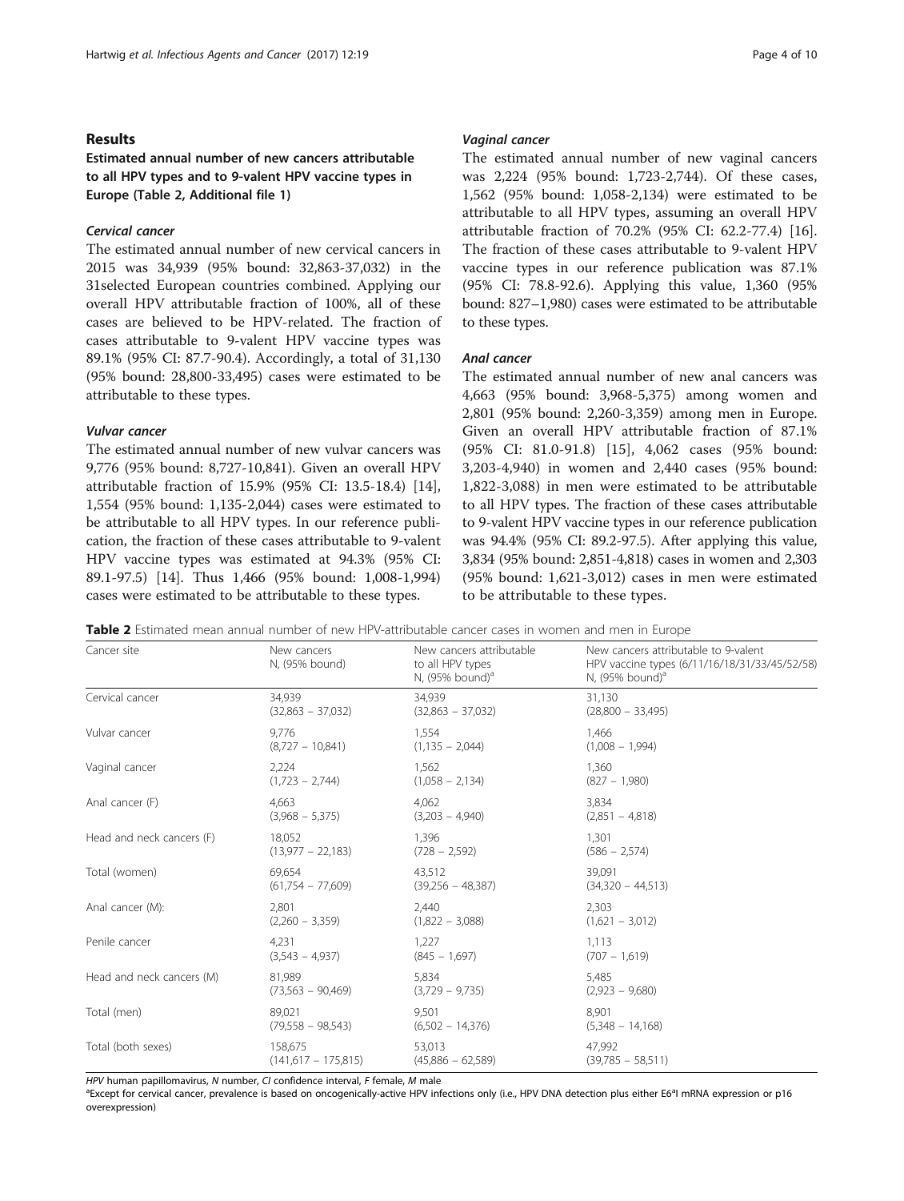## Results

### Estimated annual number of new cancers attributable to all HPV types and to 9-valent HPV vaccine types in Europe (Table 2, Additional file 1)

#### *Cervical cancer*

The estimated annual number of new cervical cancers in 2015 was 34,939 (95% bound: 32,863-37,032) in the 31selected European countries combined. Applying our overall HPV attributable fraction of 100%, all of these cases are believed to be HPV-related. The fraction of cases attributable to 9-valent HPV vaccine types was 89.1% (95% CI: 87.7-90.4). Accordingly, a total of 31,130 (95% bound: 28,800-33,495) cases were estimated to be attributable to these types.

#### *Vulvar cancer*

The estimated annual number of new vulvar cancers was 9,776 (95% bound: 8,727-10,841). Given an overall HPV attributable fraction of 15.9% (95% CI: 13.5-18.4) [14], 1,554 (95% bound: 1,135-2,044) cases were estimated to be attributable to all HPV types. In our reference publication, the fraction of these cases attributable to 9-valent HPV vaccine types was estimated at 94.3% (95% CI: 89.1-97.5) [14]. Thus 1,466 (95% bound: 1,008-1,994) cases were estimated to be attributable to these types.

#### *Vaginal cancer*

The estimated annual number of new vaginal cancers was 2,224 (95% bound: 1,723-2,744). Of these cases, 1,562 (95% bound: 1,058-2,134) were estimated to be attributable to all HPV types, assuming an overall HPV attributable fraction of 70.2% (95% CI: 62.2-77.4) [16]. The fraction of these cases attributable to 9-valent HPV vaccine types in our reference publication was 87.1% (95% CI: 78.8-92.6). Applying this value, 1,360 (95% bound: 827–1,980) cases were estimated to be attributable to these types.

#### *Anal cancer*

The estimated annual number of new anal cancers was 4,663 (95% bound: 3,968-5,375) among women and 2,801 (95% bound: 2,260-3,359) among men in Europe. Given an overall HPV attributable fraction of 87.1% (95% CI: 81.0-91.8) [15], 4,062 cases (95% bound: 3,203-4,940) in women and 2,440 cases (95% bound: 1,822-3,088) in men were estimated to be attributable to all HPV types. The fraction of these cases attributable to 9-valent HPV vaccine types in our reference publication was 94.4% (95% CI: 89.2-97.5). After applying this value, 3,834 (95% bound: 2,851-4,818) cases in women and 2,303 (95% bound: 1,621-3,012) cases in men were estimated to be attributable to these types.

**Table 2** Estimated mean annual number of new HPV-attributable cancer cases in women and men in Europe

| Cancer site | New cancers N, (95% bound) | New cancers attributable to all HPV types N, (95% bound)[a] | New cancers attributable to 9-valent HPV vaccine types (6/11/16/18/31/33/45/52/58) N, (95% bound)[a] |
|---|---|---|---|
| Cervical cancer | 34,939 (32,863 – 37,032) | 34,939 (32,863 – 37,032) | 31,130 (28,800 – 33,495) |
| Vulvar cancer | 9,776 (8,727 – 10,841) | 1,554 (1,135 – 2,044) | 1,466 (1,008 – 1,994) |
| Vaginal cancer | 2,224 (1,723 – 2,744) | 1,562 (1,058 – 2,134) | 1,360 (827 – 1,980) |
| Anal cancer (F) | 4,663 (3,968 – 5,375) | 4,062 (3,203 – 4,940) | 3,834 (2,851 – 4,818) |
| Head and neck cancers (F) | 18,052 (13,977 – 22,183) | 1,396 (728 – 2,592) | 1,301 (586 – 2,574) |
| Total (women) | 69,654 (61,754 – 77,609) | 43,512 (39,256 – 48,387) | 39,091 (34,320 – 44,513) |
| Anal cancer (M): | 2,801 (2,260 – 3,359) | 2,440 (1,822 – 3,088) | 2,303 (1,621 – 3,012) |
| Penile cancer | 4,231 (3,543 – 4,937) | 1,227 (845 – 1,697) | 1,113 (707 – 1,619) |
| Head and neck cancers (M) | 81,989 (73,563 – 90,469) | 5,834 (3,729 – 9,735) | 5,485 (2,923 – 9,680) |
| Total (men) | 89,021 (79,558 – 98,543) | 9,501 (6,502 – 14,376) | 8,901 (5,348 – 14,168) |
| Total (both sexes) | 158,675 (141,617 – 175,815) | 53,013 (45,886 – 62,589) | 47,992 (39,785 – 58,511) |

*HPV* human papillomavirus, *N* number, *CI* confidence interval, *F* female, *M* male

[a]Except for cervical cancer, prevalence is based on oncogenically-active HPV infections only (i.e., HPV DNA detection plus either E6*I mRNA expression or p16 overexpression)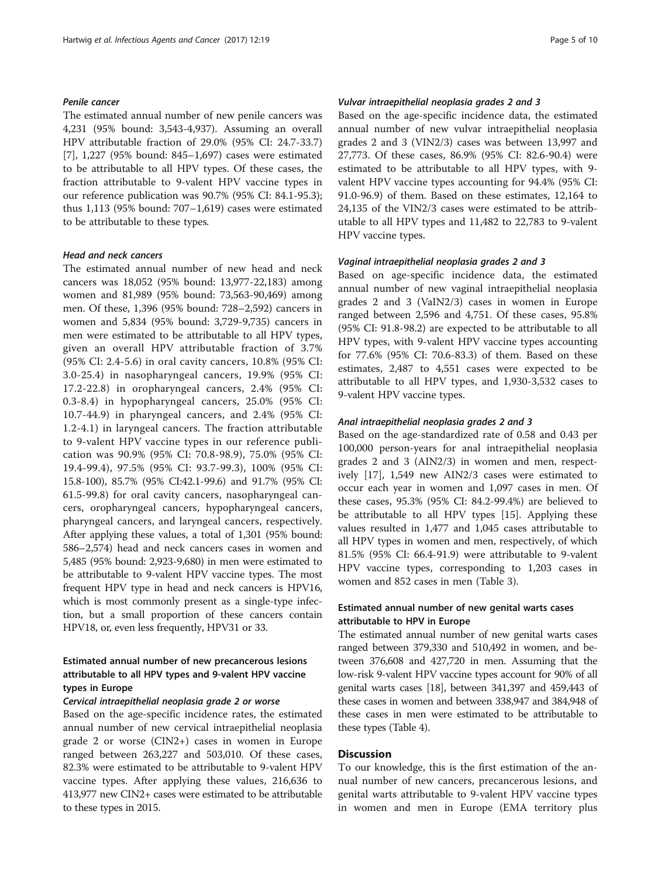#### *Penile cancer*

The estimated annual number of new penile cancers was 4,231 (95% bound: 3,543-4,937). Assuming an overall HPV attributable fraction of 29.0% (95% CI: 24.7-33.7) [7], 1,227 (95% bound: 845–1,697) cases were estimated to be attributable to all HPV types. Of these cases, the fraction attributable to 9-valent HPV vaccine types in our reference publication was 90.7% (95% CI: 84.1-95.3); thus 1,113 (95% bound: 707–1,619) cases were estimated to be attributable to these types.

#### *Head and neck cancers*

The estimated annual number of new head and neck cancers was 18,052 (95% bound: 13,977-22,183) among women and 81,989 (95% bound: 73,563-90,469) among men. Of these, 1,396 (95% bound: 728–2,592) cancers in women and 5,834 (95% bound: 3,729-9,735) cancers in men were estimated to be attributable to all HPV types, given an overall HPV attributable fraction of 3.7% (95% CI: 2.4-5.6) in oral cavity cancers, 10.8% (95% CI: 3.0-25.4) in nasopharyngeal cancers, 19.9% (95% CI: 17.2-22.8) in oropharyngeal cancers, 2.4% (95% CI: 0.3-8.4) in hypopharyngeal cancers, 25.0% (95% CI: 10.7-44.9) in pharyngeal cancers, and 2.4% (95% CI: 1.2-4.1) in laryngeal cancers. The fraction attributable to 9-valent HPV vaccine types in our reference publication was 90.9% (95% CI: 70.8-98.9), 75.0% (95% CI: 19.4-99.4), 97.5% (95% CI: 93.7-99.3), 100% (95% CI: 15.8-100), 85.7% (95% CI:42.1-99.6) and 91.7% (95% CI: 61.5-99.8) for oral cavity cancers, nasopharyngeal cancers, oropharyngeal cancers, hypopharyngeal cancers, pharyngeal cancers, and laryngeal cancers, respectively. After applying these values, a total of 1,301 (95% bound: 586–2,574) head and neck cancers cases in women and 5,485 (95% bound: 2,923-9,680) in men were estimated to be attributable to 9-valent HPV vaccine types. The most frequent HPV type in head and neck cancers is HPV16, which is most commonly present as a single-type infection, but a small proportion of these cancers contain HPV18, or, even less frequently, HPV31 or 33.

### Estimated annual number of new precancerous lesions attributable to all HPV types and 9-valent HPV vaccine types in Europe

#### *Cervical intraepithelial neoplasia grade 2 or worse*

Based on the age-specific incidence rates, the estimated annual number of new cervical intraepithelial neoplasia grade 2 or worse (CIN2+) cases in women in Europe ranged between 263,227 and 503,010. Of these cases, 82.3% were estimated to be attributable to 9-valent HPV vaccine types. After applying these values, 216,636 to 413,977 new CIN2+ cases were estimated to be attributable to these types in 2015.

#### *Vulvar intraepithelial neoplasia grades 2 and 3*

Based on the age-specific incidence data, the estimated annual number of new vulvar intraepithelial neoplasia grades 2 and 3 (VIN2/3) cases was between 13,997 and 27,773. Of these cases, 86.9% (95% CI: 82.6-90.4) were estimated to be attributable to all HPV types, with 9-valent HPV vaccine types accounting for 94.4% (95% CI: 91.0-96.9) of them. Based on these estimates, 12,164 to 24,135 of the VIN2/3 cases were estimated to be attributable to all HPV types and 11,482 to 22,783 to 9-valent HPV vaccine types.

#### *Vaginal intraepithelial neoplasia grades 2 and 3*

Based on age-specific incidence data, the estimated annual number of new vaginal intraepithelial neoplasia grades 2 and 3 (VaIN2/3) cases in women in Europe ranged between 2,596 and 4,751. Of these cases, 95.8% (95% CI: 91.8-98.2) are expected to be attributable to all HPV types, with 9-valent HPV vaccine types accounting for 77.6% (95% CI: 70.6-83.3) of them. Based on these estimates, 2,487 to 4,551 cases were expected to be attributable to all HPV types, and 1,930-3,532 cases to 9-valent HPV vaccine types.

#### *Anal intraepithelial neoplasia grades 2 and 3*

Based on the age-standardized rate of 0.58 and 0.43 per 100,000 person-years for anal intraepithelial neoplasia grades 2 and 3 (AIN2/3) in women and men, respectively [17], 1,549 new AIN2/3 cases were estimated to occur each year in women and 1,097 cases in men. Of these cases, 95.3% (95% CI: 84.2-99.4%) are believed to be attributable to all HPV types [15]. Applying these values resulted in 1,477 and 1,045 cases attributable to all HPV types in women and men, respectively, of which 81.5% (95% CI: 66.4-91.9) were attributable to 9-valent HPV vaccine types, corresponding to 1,203 cases in women and 852 cases in men (Table 3).

### Estimated annual number of new genital warts cases attributable to HPV in Europe

The estimated annual number of new genital warts cases ranged between 379,330 and 510,492 in women, and between 376,608 and 427,720 in men. Assuming that the low-risk 9-valent HPV vaccine types account for 90% of all genital warts cases [18], between 341,397 and 459,443 of these cases in women and between 338,947 and 384,948 of these cases in men were estimated to be attributable to these types (Table 4).

## Discussion

To our knowledge, this is the first estimation of the annual number of new cancers, precancerous lesions, and genital warts attributable to 9-valent HPV vaccine types in women and men in Europe (EMA territory plus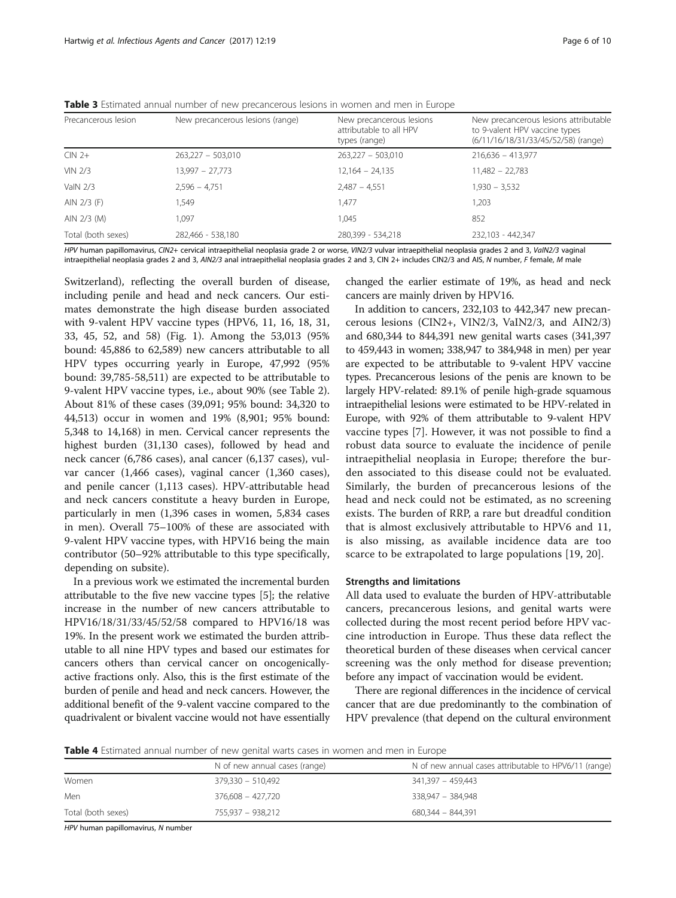**Table 3** Estimated annual number of new precancerous lesions in women and men in Europe

| Precancerous lesion | New precancerous lesions (range) | New precancerous lesions attributable to all HPV types (range) | New precancerous lesions attributable to 9-valent HPV vaccine types (6/11/16/18/31/33/45/52/58) (range) |
|---|---|---|---|
| CIN 2+ | 263,227 – 503,010 | 263,227 – 503,010 | 216,636 – 413,977 |
| VIN 2/3 | 13,997 – 27,773 | 12,164 – 24,135 | 11,482 – 22,783 |
| VaIN 2/3 | 2,596 – 4,751 | 2,487 – 4,551 | 1,930 – 3,532 |
| AIN 2/3 (F) | 1,549 | 1,477 | 1,203 |
| AIN 2/3 (M) | 1,097 | 1,045 | 852 |
| Total (both sexes) | 282,466 - 538,180 | 280,399 - 534,218 | 232,103 - 442,347 |

*HPV* human papillomavirus, *CIN2+* cervical intraepithelial neoplasia grade 2 or worse, *VIN2/3* vulvar intraepithelial neoplasia grades 2 and 3, *VaIN2/3* vaginal intraepithelial neoplasia grades 2 and 3, *AIN2/3* anal intraepithelial neoplasia grades 2 and 3, CIN 2+ includes CIN2/3 and AIS, *N* number, *F* female, *M* male

Switzerland), reflecting the overall burden of disease, including penile and head and neck cancers. Our estimates demonstrate the high disease burden associated with 9-valent HPV vaccine types (HPV6, 11, 16, 18, 31, 33, 45, 52, and 58) (Fig. 1). Among the 53,013 (95% bound: 45,886 to 62,589) new cancers attributable to all HPV types occurring yearly in Europe, 47,992 (95% bound: 39,785-58,511) are expected to be attributable to 9-valent HPV vaccine types, i.e., about 90% (see Table 2). About 81% of these cases (39,091; 95% bound: 34,320 to 44,513) occur in women and 19% (8,901; 95% bound: 5,348 to 14,168) in men. Cervical cancer represents the highest burden (31,130 cases), followed by head and neck cancer (6,786 cases), anal cancer (6,137 cases), vulvar cancer (1,466 cases), vaginal cancer (1,360 cases), and penile cancer (1,113 cases). HPV-attributable head and neck cancers constitute a heavy burden in Europe, particularly in men (1,396 cases in women, 5,834 cases in men). Overall 75–100% of these are associated with 9-valent HPV vaccine types, with HPV16 being the main contributor (50–92% attributable to this type specifically, depending on subsite).

In a previous work we estimated the incremental burden attributable to the five new vaccine types [5]; the relative increase in the number of new cancers attributable to HPV16/18/31/33/45/52/58 compared to HPV16/18 was 19%. In the present work we estimated the burden attributable to all nine HPV types and based our estimates for cancers others than cervical cancer on oncogenically-active fractions only. Also, this is the first estimate of the burden of penile and head and neck cancers. However, the additional benefit of the 9-valent vaccine compared to the quadrivalent or bivalent vaccine would not have essentially changed the earlier estimate of 19%, as head and neck cancers are mainly driven by HPV16.

In addition to cancers, 232,103 to 442,347 new precancerous lesions (CIN2+, VIN2/3, VaIN2/3, and AIN2/3) and 680,344 to 844,391 new genital warts cases (341,397 to 459,443 in women; 338,947 to 384,948 in men) per year are expected to be attributable to 9-valent HPV vaccine types. Precancerous lesions of the penis are known to be largely HPV-related: 89.1% of penile high-grade squamous intraepithelial lesions were estimated to be HPV-related in Europe, with 92% of them attributable to 9-valent HPV vaccine types [7]. However, it was not possible to find a robust data source to evaluate the incidence of penile intraepithelial neoplasia in Europe; therefore the burden associated to this disease could not be evaluated. Similarly, the burden of precancerous lesions of the head and neck could not be estimated, as no screening exists. The burden of RRP, a rare but dreadful condition that is almost exclusively attributable to HPV6 and 11, is also missing, as available incidence data are too scarce to be extrapolated to large populations [19, 20].

### Strengths and limitations

All data used to evaluate the burden of HPV-attributable cancers, precancerous lesions, and genital warts were collected during the most recent period before HPV vaccine introduction in Europe. Thus these data reflect the theoretical burden of these diseases when cervical cancer screening was the only method for disease prevention; before any impact of vaccination would be evident.

There are regional differences in the incidence of cervical cancer that are due predominantly to the combination of HPV prevalence (that depend on the cultural environment

**Table 4** Estimated annual number of new genital warts cases in women and men in Europe

| | N of new annual cases (range) | N of new annual cases attributable to HPV6/11 (range) |
|---|---|---|
| Women | 379,330 – 510,492 | 341,397 – 459,443 |
| Men | 376,608 – 427,720 | 338,947 – 384,948 |
| Total (both sexes) | 755,937 – 938,212 | 680,344 – 844,391 |

*HPV* human papillomavirus, *N* number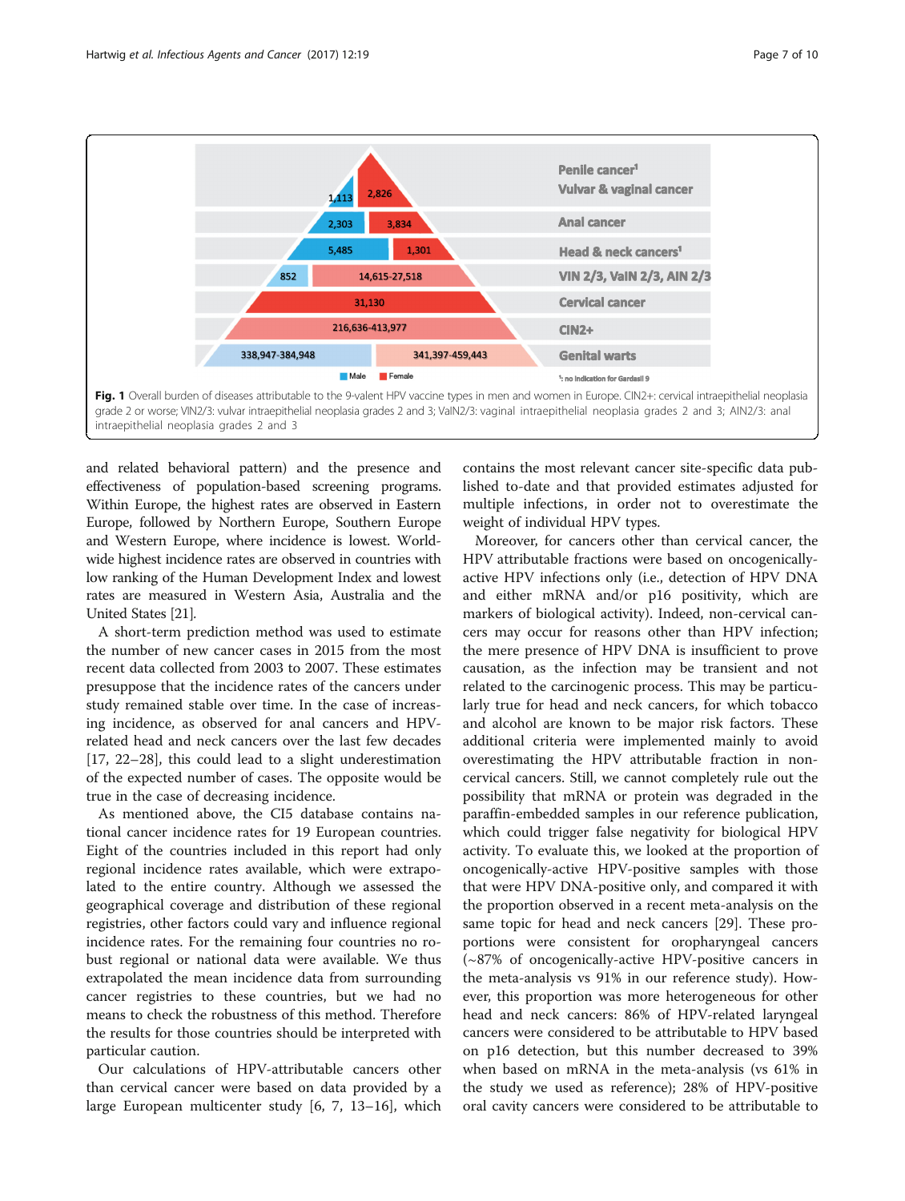Penile cancer[1]

Vulvar & vaginal cancer

1,113

2,826

Anal cancer

2,303

3,834

Head & neck cancers[1]

5,485

1,301

VIN 2/3, VaIN 2/3, AIN 2/3

852

14,615-27,518

Cervical cancer

31,130

CIN2+

216,636-413,977

Genital warts

338,947-384,948

341,397-459,443

Male

Female

[1]: no indication for Gardasil 9

**Fig. 1** Overall burden of diseases attributable to the 9-valent HPV vaccine types in men and women in Europe. CIN2+: cervical intraepithelial neoplasia grade 2 or worse; VIN2/3: vulvar intraepithelial neoplasia grades 2 and 3; VaIN2/3: vaginal intraepithelial neoplasia grades 2 and 3; AIN2/3: anal intraepithelial neoplasia grades 2 and 3

and related behavioral pattern) and the presence and effectiveness of population-based screening programs. Within Europe, the highest rates are observed in Eastern Europe, followed by Northern Europe, Southern Europe and Western Europe, where incidence is lowest. Worldwide highest incidence rates are observed in countries with low ranking of the Human Development Index and lowest rates are measured in Western Asia, Australia and the United States [21].

A short-term prediction method was used to estimate the number of new cancer cases in 2015 from the most recent data collected from 2003 to 2007. These estimates presuppose that the incidence rates of the cancers under study remained stable over time. In the case of increasing incidence, as observed for anal cancers and HPV-related head and neck cancers over the last few decades [17, 22–28], this could lead to a slight underestimation of the expected number of cases. The opposite would be true in the case of decreasing incidence.

As mentioned above, the CI5 database contains national cancer incidence rates for 19 European countries. Eight of the countries included in this report had only regional incidence rates available, which were extrapolated to the entire country. Although we assessed the geographical coverage and distribution of these regional registries, other factors could vary and influence regional incidence rates. For the remaining four countries no robust regional or national data were available. We thus extrapolated the mean incidence data from surrounding cancer registries to these countries, but we had no means to check the robustness of this method. Therefore the results for those countries should be interpreted with particular caution.

Our calculations of HPV-attributable cancers other than cervical cancer were based on data provided by a large European multicenter study [6, 7, 13–16], which contains the most relevant cancer site-specific data published to-date and that provided estimates adjusted for multiple infections, in order not to overestimate the weight of individual HPV types.

Moreover, for cancers other than cervical cancer, the HPV attributable fractions were based on oncogenically-active HPV infections only (i.e., detection of HPV DNA and either mRNA and/or p16 positivity, which are markers of biological activity). Indeed, non-cervical cancers may occur for reasons other than HPV infection; the mere presence of HPV DNA is insufficient to prove causation, as the infection may be transient and not related to the carcinogenic process. This may be particularly true for head and neck cancers, for which tobacco and alcohol are known to be major risk factors. These additional criteria were implemented mainly to avoid overestimating the HPV attributable fraction in non-cervical cancers. Still, we cannot completely rule out the possibility that mRNA or protein was degraded in the paraffin-embedded samples in our reference publication, which could trigger false negativity for biological HPV activity. To evaluate this, we looked at the proportion of oncogenically-active HPV-positive samples with those that were HPV DNA-positive only, and compared it with the proportion observed in a recent meta-analysis on the same topic for head and neck cancers [29]. These proportions were consistent for oropharyngeal cancers (~87% of oncogenically-active HPV-positive cancers in the meta-analysis vs 91% in our reference study). However, this proportion was more heterogeneous for other head and neck cancers: 86% of HPV-related laryngeal cancers were considered to be attributable to HPV based on p16 detection, but this number decreased to 39% when based on mRNA in the meta-analysis (vs 61% in the study we used as reference); 28% of HPV-positive oral cavity cancers were considered to be attributable to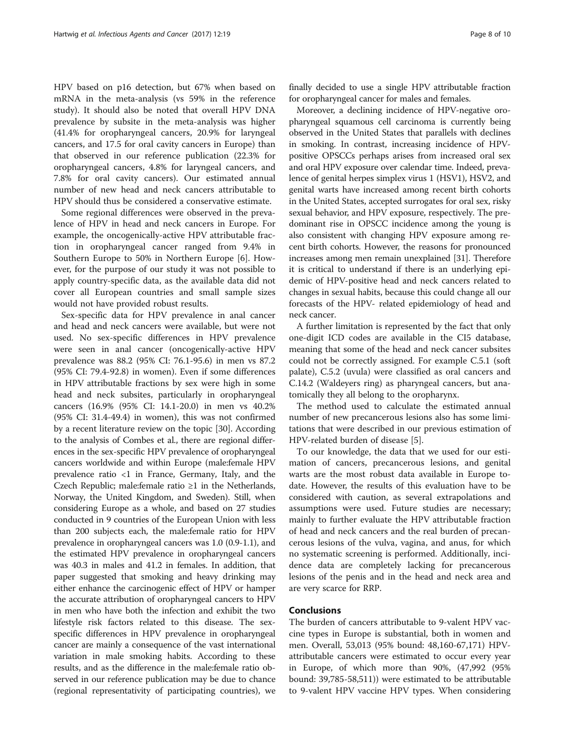HPV based on p16 detection, but 67% when based on mRNA in the meta-analysis (vs 59% in the reference study). It should also be noted that overall HPV DNA prevalence by subsite in the meta-analysis was higher (41.4% for oropharyngeal cancers, 20.9% for laryngeal cancers, and 17.5 for oral cavity cancers in Europe) than that observed in our reference publication (22.3% for oropharyngeal cancers, 4.8% for laryngeal cancers, and 7.8% for oral cavity cancers). Our estimated annual number of new head and neck cancers attributable to HPV should thus be considered a conservative estimate.

Some regional differences were observed in the prevalence of HPV in head and neck cancers in Europe. For example, the oncogenically-active HPV attributable fraction in oropharyngeal cancer ranged from 9.4% in Southern Europe to 50% in Northern Europe [6]. However, for the purpose of our study it was not possible to apply country-specific data, as the available data did not cover all European countries and small sample sizes would not have provided robust results.

Sex-specific data for HPV prevalence in anal cancer and head and neck cancers were available, but were not used. No sex-specific differences in HPV prevalence were seen in anal cancer (oncogenically-active HPV prevalence was 88.2 (95% CI: 76.1-95.6) in men vs 87.2 (95% CI: 79.4-92.8) in women). Even if some differences in HPV attributable fractions by sex were high in some head and neck subsites, particularly in oropharyngeal cancers (16.9% (95% CI: 14.1-20.0) in men vs 40.2% (95% CI: 31.4-49.4) in women), this was not confirmed by a recent literature review on the topic [30]. According to the analysis of Combes et al., there are regional differences in the sex-specific HPV prevalence of oropharyngeal cancers worldwide and within Europe (male:female HPV prevalence ratio <1 in France, Germany, Italy, and the Czech Republic; male:female ratio ≥1 in the Netherlands, Norway, the United Kingdom, and Sweden). Still, when considering Europe as a whole, and based on 27 studies conducted in 9 countries of the European Union with less than 200 subjects each, the male:female ratio for HPV prevalence in oropharyngeal cancers was 1.0 (0.9-1.1), and the estimated HPV prevalence in oropharyngeal cancers was 40.3 in males and 41.2 in females. In addition, that paper suggested that smoking and heavy drinking may either enhance the carcinogenic effect of HPV or hamper the accurate attribution of oropharyngeal cancers to HPV in men who have both the infection and exhibit the two lifestyle risk factors related to this disease. The sex-specific differences in HPV prevalence in oropharyngeal cancer are mainly a consequence of the vast international variation in male smoking habits. According to these results, and as the difference in the male:female ratio observed in our reference publication may be due to chance (regional representativity of participating countries), we finally decided to use a single HPV attributable fraction for oropharyngeal cancer for males and females.

Moreover, a declining incidence of HPV-negative oropharyngeal squamous cell carcinoma is currently being observed in the United States that parallels with declines in smoking. In contrast, increasing incidence of HPV-positive OPSCCs perhaps arises from increased oral sex and oral HPV exposure over calendar time. Indeed, prevalence of genital herpes simplex virus 1 (HSV1), HSV2, and genital warts have increased among recent birth cohorts in the United States, accepted surrogates for oral sex, risky sexual behavior, and HPV exposure, respectively. The predominant rise in OPSCC incidence among the young is also consistent with changing HPV exposure among recent birth cohorts. However, the reasons for pronounced increases among men remain unexplained [31]. Therefore it is critical to understand if there is an underlying epidemic of HPV-positive head and neck cancers related to changes in sexual habits, because this could change all our forecasts of the HPV- related epidemiology of head and neck cancer.

A further limitation is represented by the fact that only one-digit ICD codes are available in the CI5 database, meaning that some of the head and neck cancer subsites could not be correctly assigned. For example C.5.1 (soft palate), C.5.2 (uvula) were classified as oral cancers and C.14.2 (Waldeyers ring) as pharyngeal cancers, but anatomically they all belong to the oropharynx.

The method used to calculate the estimated annual number of new precancerous lesions also has some limitations that were described in our previous estimation of HPV-related burden of disease [5].

To our knowledge, the data that we used for our estimation of cancers, precancerous lesions, and genital warts are the most robust data available in Europe to-date. However, the results of this evaluation have to be considered with caution, as several extrapolations and assumptions were used. Future studies are necessary; mainly to further evaluate the HPV attributable fraction of head and neck cancers and the real burden of precancerous lesions of the vulva, vagina, and anus, for which no systematic screening is performed. Additionally, incidence data are completely lacking for precancerous lesions of the penis and in the head and neck area and are very scarce for RRP.

## Conclusions

The burden of cancers attributable to 9-valent HPV vaccine types in Europe is substantial, both in women and men. Overall, 53,013 (95% bound: 48,160-67,171) HPV-attributable cancers were estimated to occur every year in Europe, of which more than 90%, (47,992 (95% bound: 39,785-58,511)) were estimated to be attributable to 9-valent HPV vaccine HPV types. When considering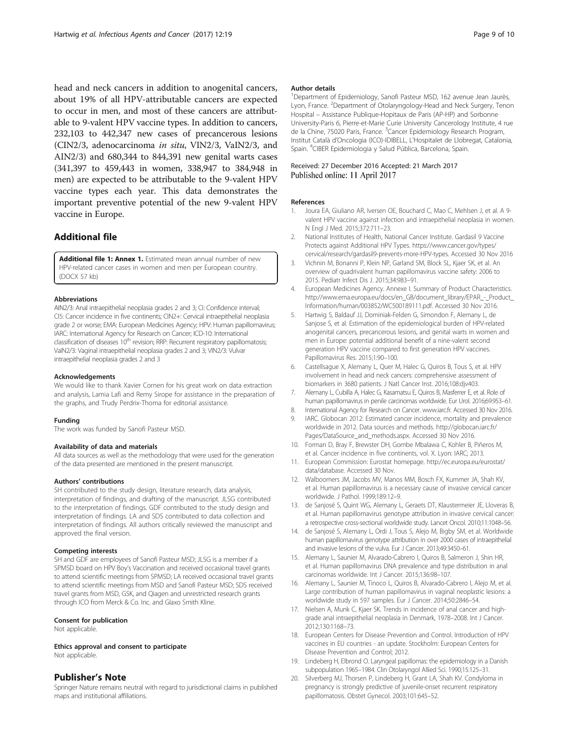head and neck cancers in addition to anogenital cancers, about 19% of all HPV-attributable cancers are expected to occur in men, and most of these cancers are attributable to 9-valent HPV vaccine types. In addition to cancers, 232,103 to 442,347 new cases of precancerous lesions (CIN2/3, adenocarcinoma *in situ*, VIN2/3, VaIN2/3, and AIN2/3) and 680,344 to 844,391 new genital warts cases (341,397 to 459,443 in women, 338,947 to 384,948 in men) are expected to be attributable to the 9-valent HPV vaccine types each year. This data demonstrates the important preventive potential of the new 9-valent HPV vaccine in Europe.

## Additional file

**Additional file 1: Annex 1.** Estimated mean annual number of new HPV-related cancer cases in women and men per European country. (DOCX 57 kb)

#### Abbreviations

AIN2/3: Anal intraepithelial neoplasia grades 2 and 3; CI: Confidence interval; CI5: Cancer incidence in five continents; CIN2+: Cervical intraepithelial neoplasia grade 2 or worse; EMA: European Medicines Agency; HPV: Human papillomavirus; IARC: International Agency for Research on Cancer; ICD-10: International classification of diseases 10th revision; RRP: Recurrent respiratory papillomatosis; VaIN2/3: Vaginal intraepithelial neoplasia grades 2 and 3; VIN2/3: Vulvar intraepithelial neoplasia grades 2 and 3

#### Acknowledgements

We would like to thank Xavier Cornen for his great work on data extraction and analysis, Lamia Lafi and Remy Sirope for assistance in the preparation of the graphs, and Trudy Perdrix-Thoma for editorial assistance.

#### Funding

The work was funded by Sanofi Pasteur MSD.

#### Availability of data and materials

All data sources as well as the methodology that were used for the generation of the data presented are mentioned in the present manuscript.

#### Authors' contributions

SH contributed to the study design, literature research, data analysis, interpretation of findings, and drafting of the manuscript. JLSG contributed to the interpretation of findings. GDF contributed to the study design and interpretation of findings. LA and SDS contributed to data collection and interpretation of findings. All authors critically reviewed the manuscript and approved the final version.

#### Competing interests

SH and GDF are employees of Sanofi Pasteur MSD; JLSG is a member if a SPMSD board on HPV Boy's Vaccination and received occasional travel grants to attend scientific meetings from SPMSD; LA received occasional travel grants to attend scientific meetings from MSD and Sanofi Pasteur MSD; SDS received travel grants from MSD, GSK, and Qiagen and unrestricted research grants through ICO from Merck & Co. Inc. and Glaxo Smith Kline.

#### Consent for publication

Not applicable.

#### Ethics approval and consent to participate

Not applicable.

## Publisher's Note

Springer Nature remains neutral with regard to jurisdictional claims in published maps and institutional affiliations.

#### Author details

[1]Department of Epidemiology, Sanofi Pasteur MSD, 162 avenue Jean Jaurès, Lyon, France. [2]Department of Otolaryngology-Head and Neck Surgery, Tenon Hospital – Assistance Publique-Hopitaux de Paris (AP-HP) and Sorbonne University-Paris 6, Pierre-et-Marie Curie University Cancerology Institute, 4 rue de la Chine, 75020 Paris, France. [3]Cancer Epidemiology Research Program, Institut Català d'Oncologia (ICO)-IDIBELL, L'Hospitalet de Llobregat, Catalonia, Spain. [4]CIBER Epidemiologia y Salud Pública, Barcelona, Spain.

Received: 27 December 2016 Accepted: 21 March 2017
Published online: 11 April 2017

#### References

1. Joura EA, Giuliano AR, Iversen OE, Bouchard C, Mao C, Mehlsen J, et al. A 9-valent HPV vaccine against infection and intraepithelial neoplasia in women. N Engl J Med. 2015;372:711–23.
2. National Institutes of Health, National Cancer Institute. Gardasil 9 Vaccine Protects against Additional HPV Types. https://www.cancer.gov/types/cervical/research/gardasil9-prevents-more-HPV-types. Accessed 30 Nov 2016
3. Vichnin M, Bonanni P, Klein NP, Garland SM, Block SL, Kjaer SK, et al. An overview of quadrivalent human papillomavirus vaccine safety: 2006 to 2015. Pediatr Infect Dis J. 2015;34:983–91.
4. European Medicines Agency. Annexe I. Summary of Product Characteristics. http://www.ema.europa.eu/docs/en_GB/document_library/EPAR_-_Product_Information/human/003852/WC500189111.pdf. Accessed 30 Nov 2016.
5. Hartwig S, Baldauf JJ, Dominiak-Felden G, Simondon F, Alemany L, de Sanjose S, et al. Estimation of the epidemiological burden of HPV-related anogenital cancers, precancerous lesions, and genital warts in women and men in Europe: potential additional benefit of a nine-valent second generation HPV vaccine compared to first generation HPV vaccines. Papillomavirus Res. 2015;1:90–100.
6. Castellsague X, Alemany L, Quer M, Halec G, Quiros B, Tous S, et al. HPV involvement in head and neck cancers: comprehensive assessment of biomarkers in 3680 patients. J Natl Cancer Inst. 2016;108:djv403.
7. Alemany L, Cubilla A, Halec G, Kasamatsu E, Quiros B, Masferrer E, et al. Role of human papillomavirus in penile carcinomas worldwide. Eur Urol. 2016;69:953–61.
8. International Agency for Research on Cancer. www.iarc.fr. Accessed 30 Nov 2016.
9. IARC. Globocan 2012: Estimated cancer incidence, mortality and prevalence worldwide in 2012. Data sources and methods. http://globocan.iarc.fr/Pages/DataSource_and_methods.aspx. Accessed 30 Nov 2016.
10. Forman D, Bray F, Brewster DH, Gombe Mbalawa C, Kohler B, Piñeros M, et al. Cancer incidence in five continents, vol. X. Lyon: IARC; 2013.
11. European Commission: Eurostat homepage. http://ec.europa.eu/eurostat/data/database. Accessed 30 Nov.
12. Walboomers JM, Jacobs MV, Manos MM, Bosch FX, Kummer JA, Shah KV, et al. Human papillomavirus is a necessary cause of invasive cervical cancer worldwide. J Pathol. 1999;189:12–9.
13. de Sanjosé S, Quint WG, Alemany L, Geraets DT, Klaustermeier JE, Lloveras B, et al. Human papillomavirus genotype attribution in invasive cervical cancer: a retrospective cross-sectional worldwide study. Lancet Oncol. 2010;11:1048–56.
14. de Sanjosé S, Alemany L, Ordi J, Tous S, Alejo M, Bigby SM, et al. Worldwide human papillomavirus genotype attribution in over 2000 cases of intraepithelial and invasive lesions of the vulva. Eur J Cancer. 2013;49:3450–61.
15. Alemany L, Saunier M, Alvarado-Cabrero I, Quiros B, Salmeron J, Shin HR, et al. Human papillomavirus DNA prevalence and type distribution in anal carcinomas worldwide. Int J Cancer. 2015;136:98–107.
16. Alemany L, Saunier M, Tinoco L, Quiros B, Alvarado-Cabrero I, Alejo M, et al. Large contribution of human papillomavirus in vaginal neoplastic lesions: a worldwide study in 597 samples. Eur J Cancer. 2014;50:2846–54.
17. Nielsen A, Munk C, Kjaer SK. Trends in incidence of anal cancer and high-grade anal intraepithelial neoplasia in Denmark, 1978–2008. Int J Cancer. 2012;130:1168–73.
18. European Centers for Disease Prevention and Control. Introduction of HPV vaccines in EU countries - an update. Stockholm: European Centers for Disease Prevention and Control; 2012.
19. Lindeberg H, Elbrond O. Laryngeal papillomas: the epidemiology in a Danish subpopulation 1965–1984. Clin Otolaryngol Allied Sci. 1990;15:125–31.
20. Silverberg MJ, Thorsen P, Lindeberg H, Grant LA, Shah KV. Condyloma in pregnancy is strongly predictive of juvenile-onset recurrent respiratory papillomatosis. Obstet Gynecol. 2003;101:645–52.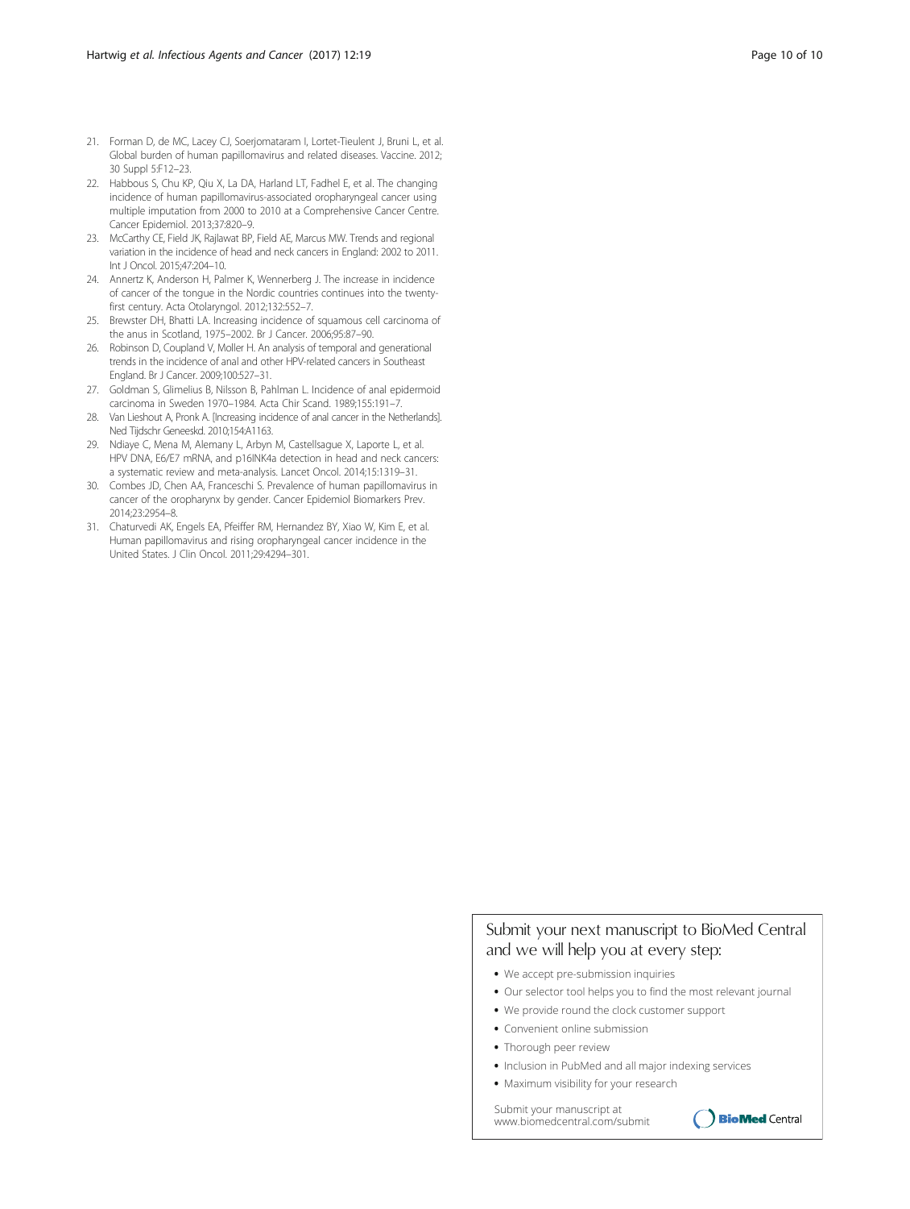21. Forman D, de MC, Lacey CJ, Soerjomataram I, Lortet-Tieulent J, Bruni L, et al. Global burden of human papillomavirus and related diseases. Vaccine. 2012; 30 Suppl 5:F12–23.
22. Habbous S, Chu KP, Qiu X, La DA, Harland LT, Fadhel E, et al. The changing incidence of human papillomavirus-associated oropharyngeal cancer using multiple imputation from 2000 to 2010 at a Comprehensive Cancer Centre. Cancer Epidemiol. 2013;37:820–9.
23. McCarthy CE, Field JK, Rajlawat BP, Field AE, Marcus MW. Trends and regional variation in the incidence of head and neck cancers in England: 2002 to 2011. Int J Oncol. 2015;47:204–10.
24. Annertz K, Anderson H, Palmer K, Wennerberg J. The increase in incidence of cancer of the tongue in the Nordic countries continues into the twenty-first century. Acta Otolaryngol. 2012;132:552–7.
25. Brewster DH, Bhatti LA. Increasing incidence of squamous cell carcinoma of the anus in Scotland, 1975–2002. Br J Cancer. 2006;95:87–90.
26. Robinson D, Coupland V, Moller H. An analysis of temporal and generational trends in the incidence of anal and other HPV-related cancers in Southeast England. Br J Cancer. 2009;100:527–31.
27. Goldman S, Glimelius B, Nilsson B, Pahlman L. Incidence of anal epidermoid carcinoma in Sweden 1970–1984. Acta Chir Scand. 1989;155:191–7.
28. Van Lieshout A, Pronk A. [Increasing incidence of anal cancer in the Netherlands]. Ned Tijdschr Geneeskd. 2010;154:A1163.
29. Ndiaye C, Mena M, Alemany L, Arbyn M, Castellsague X, Laporte L, et al. HPV DNA, E6/E7 mRNA, and p16INK4a detection in head and neck cancers: a systematic review and meta-analysis. Lancet Oncol. 2014;15:1319–31.
30. Combes JD, Chen AA, Franceschi S. Prevalence of human papillomavirus in cancer of the oropharynx by gender. Cancer Epidemiol Biomarkers Prev. 2014;23:2954–8.
31. Chaturvedi AK, Engels EA, Pfeiffer RM, Hernandez BY, Xiao W, Kim E, et al. Human papillomavirus and rising oropharyngeal cancer incidence in the United States. J Clin Oncol. 2011;29:4294–301.

Submit your next manuscript to BioMed Central and we will help you at every step:

- We accept pre-submission inquiries
- Our selector tool helps you to find the most relevant journal
- We provide round the clock customer support
- Convenient online submission
- Thorough peer review
- Inclusion in PubMed and all major indexing services
- Maximum visibility for your research

Submit your manuscript at
www.biomedcentral.com/submit

BioMed Central